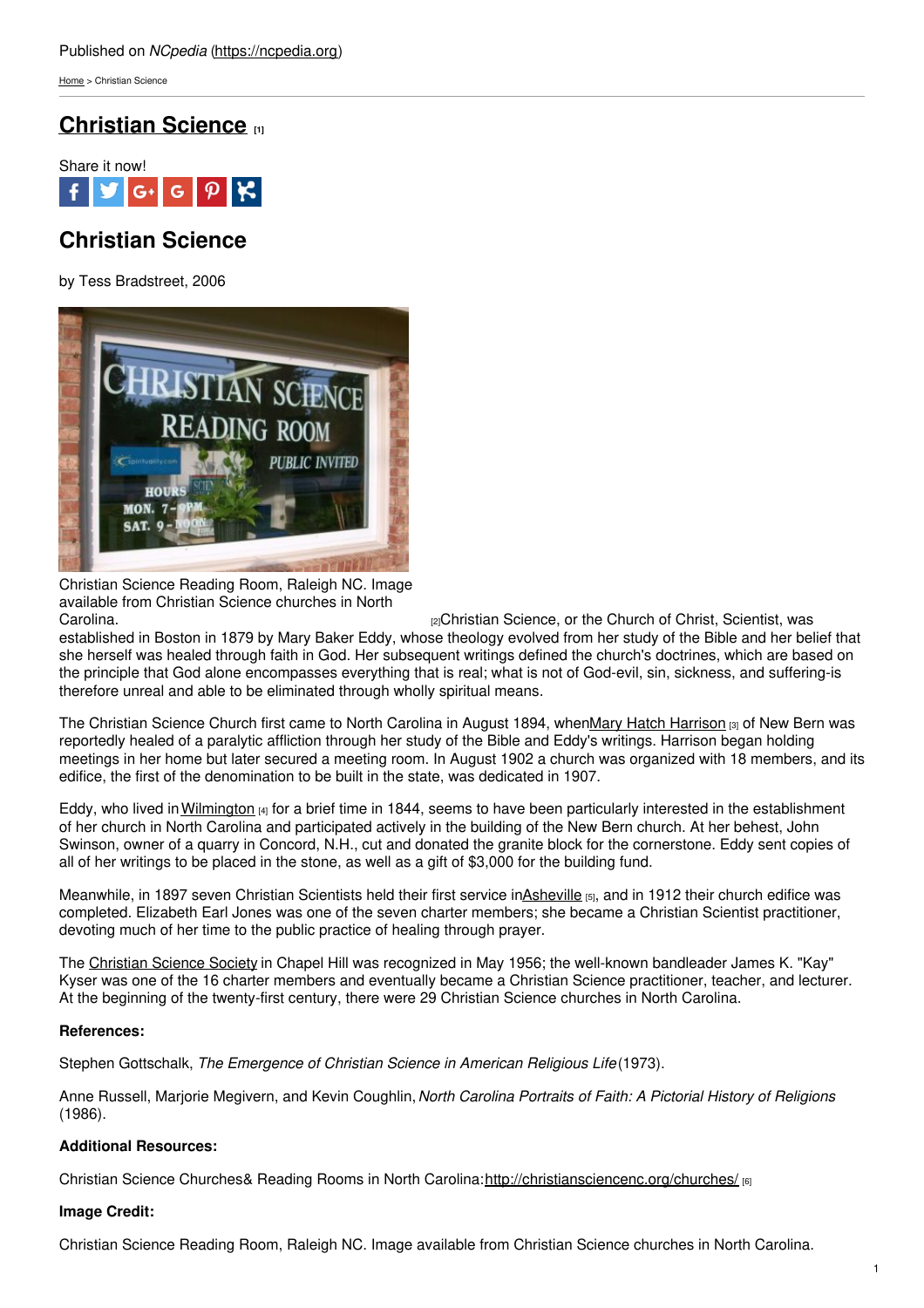Published on *NCpedia* (https://ncpedia.org)

Home > Christian Science

# Christian Science [1]

Share it now!

## Christian Science

by Tess Bradstreet, 2006

Christian Science Reading Room, Raleigh NC. Image available from Christian Science churches in North Carolina.

[2]Christian Science, or the Church of Christ, Scientist, was established in Boston in 1879 by Mary Baker Eddy, whose theology evolved from her study of the Bible and her belief that she herself was healed through faith in God. Her subsequent writings defined the church's doctrines, which are based on the principle that God alone encompasses everything that is real; what is not of God-evil, sin, sickness, and suffering-is therefore unreal and able to be eliminated through wholly spiritual means.

The Christian Science Church first came to North Carolina in August 1894, when Mary Hatch Harrison [3] of New Bern was reportedly healed of a paralytic affliction through her study of the Bible and Eddy's writings. Harrison began holding meetings in her home but later secured a meeting room. In August 1902 a church was organized with 18 members, and its edifice, the first of the denomination to be built in the state, was dedicated in 1907.

Eddy, who lived in Wilmington [4] for a brief time in 1844, seems to have been particularly interested in the establishment of her church in North Carolina and participated actively in the building of the New Bern church. At her behest, John Swinson, owner of a quarry in Concord, N.H., cut and donated the granite block for the cornerstone. Eddy sent copies of all of her writings to be placed in the stone, as well as a gift of $3,000 for the building fund.

Meanwhile, in 1897 seven Christian Scientists held their first service in Asheville [5], and in 1912 their church edifice was completed. Elizabeth Earl Jones was one of the seven charter members; she became a Christian Scientist practitioner, devoting much of her time to the public practice of healing through prayer.

The Christian Science Society in Chapel Hill was recognized in May 1956; the well-known bandleader James K. "Kay" Kyser was one of the 16 charter members and eventually became a Christian Science practitioner, teacher, and lecturer. At the beginning of the twenty-first century, there were 29 Christian Science churches in North Carolina.

**References:**

Stephen Gottschalk, *The Emergence of Christian Science in American Religious Life* (1973).

Anne Russell, Marjorie Megivern, and Kevin Coughlin, *North Carolina Portraits of Faith: A Pictorial History of Religions* (1986).

**Additional Resources:**

Christian Science Churches& Reading Rooms in North Carolina: http://christiansciencenc.org/churches/ [6]

**Image Credit:**

Christian Science Reading Room, Raleigh NC. Image available from Christian Science churches in North Carolina.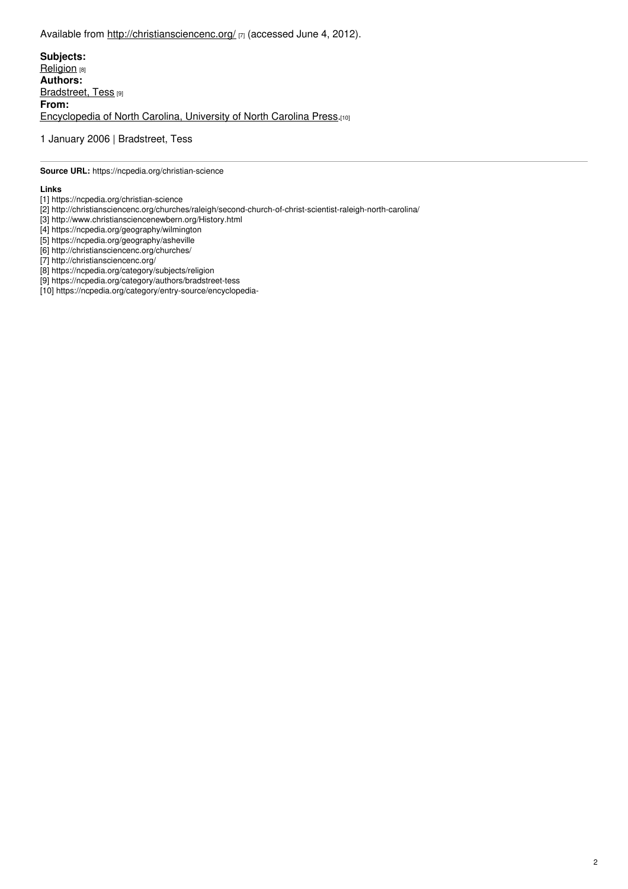Available from http://christiansciencenc.org/ [7] (accessed June 4, 2012).

**Subjects:**
Religion [8]
**Authors:**
Bradstreet, Tess [9]
**From:**
Encyclopedia of North Carolina, University of North Carolina Press.[10]

1 January 2006 | Bradstreet, Tess

---

**Source URL:** https://ncpedia.org/christian-science

**Links**
[1] https://ncpedia.org/christian-science
[2] http://christiansciencenc.org/churches/raleigh/second-church-of-christ-scientist-raleigh-north-carolina/
[3] http://www.christiansciencenewbern.org/History.html
[4] https://ncpedia.org/geography/wilmington
[5] https://ncpedia.org/geography/asheville
[6] http://christiansciencenc.org/churches/
[7] http://christiansciencenc.org/
[8] https://ncpedia.org/category/subjects/religion
[9] https://ncpedia.org/category/authors/bradstreet-tess
[10] https://ncpedia.org/category/entry-source/encyclopedia-